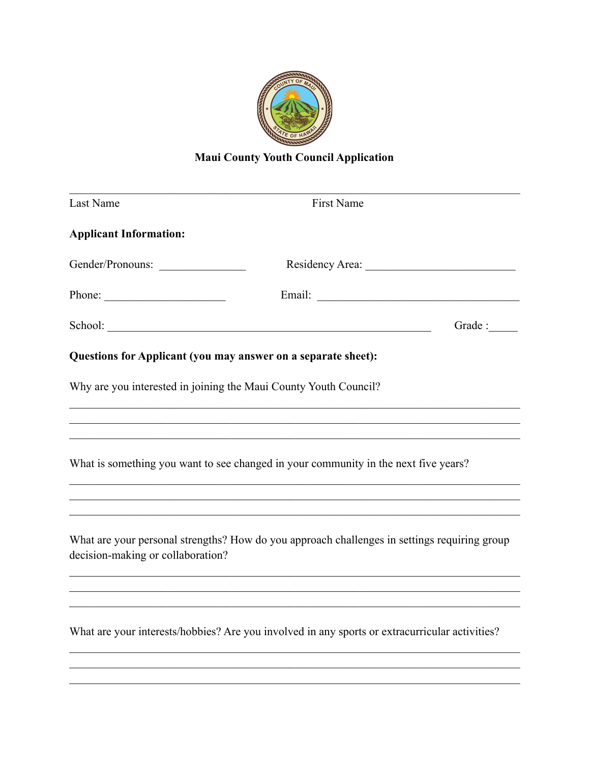**Maui County Youth Council Application**

_______________________________________________________________

Last Name First Name

**Applicant Information:**

Gender/Pronouns: _______________ Residency Area: __________________________

Phone: _____________________ Email: ___________________________________

School: ________________________________________________________ Grade :_____

**Questions for Applicant (you may answer on a separate sheet):**

Why are you interested in joining the Maui County Youth Council?

_______________________________________________________________

_______________________________________________________________

_______________________________________________________________

What is something you want to see changed in your community in the next five years?

_______________________________________________________________

_______________________________________________________________

_______________________________________________________________

What are your personal strengths? How do you approach challenges in settings requiring group decision-making or collaboration?

_______________________________________________________________

_______________________________________________________________

_______________________________________________________________

What are your interests/hobbies? Are you involved in any sports or extracurricular activities?

_______________________________________________________________

_______________________________________________________________

_______________________________________________________________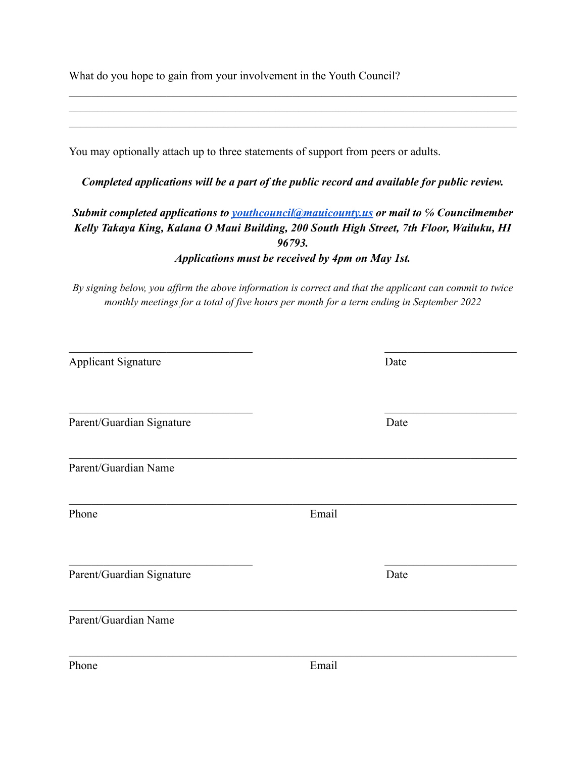What do you hope to gain from your involvement in the Youth Council?

\_\_\_\_\_\_\_\_\_\_\_\_\_\_\_\_\_\_\_\_\_\_\_\_\_\_\_\_\_\_\_\_\_\_\_\_\_\_\_\_\_\_\_\_\_\_\_\_\_\_\_\_\_\_\_\_\_\_\_\_\_\_\_\_\_\_\_\_\_\_\_\_\_\_\_\_

\_\_\_\_\_\_\_\_\_\_\_\_\_\_\_\_\_\_\_\_\_\_\_\_\_\_\_\_\_\_\_\_\_\_\_\_\_\_\_\_\_\_\_\_\_\_\_\_\_\_\_\_\_\_\_\_\_\_\_\_\_\_\_\_\_\_\_\_\_\_\_\_\_\_\_\_

\_\_\_\_\_\_\_\_\_\_\_\_\_\_\_\_\_\_\_\_\_\_\_\_\_\_\_\_\_\_\_\_\_\_\_\_\_\_\_\_\_\_\_\_\_\_\_\_\_\_\_\_\_\_\_\_\_\_\_\_\_\_\_\_\_\_\_\_\_\_\_\_\_\_\_\_

You may optionally attach up to three statements of support from peers or adults.

***Completed applications will be a part of the public record and available for public review.***

***Submit completed applications to [youthcouncil@mauicounty.us](mailto:youthcouncil@mauicounty.us) or mail to % Councilmember Kelly Takaya King, Kalana O Maui Building, 200 South High Street, 7th Floor, Wailuku, HI 96793.***

***Applications must be received by 4pm on May 1st.***

*By signing below, you affirm the above information is correct and that the applicant can commit to twice monthly meetings for a total of five hours per month for a term ending in September 2022*

\_\_\_\_\_\_\_\_\_\_\_\_\_\_\_\_\_\_\_\_\_\_\_\_\_\_\_\_\_\_ \_\_\_\_\_\_\_\_\_\_\_\_\_\_\_\_\_\_\_\_\_

Applicant Signature Date

\_\_\_\_\_\_\_\_\_\_\_\_\_\_\_\_\_\_\_\_\_\_\_\_\_\_\_\_\_\_ \_\_\_\_\_\_\_\_\_\_\_\_\_\_\_\_\_\_\_\_\_

Parent/Guardian Signature Date

\_\_\_\_\_\_\_\_\_\_\_\_\_\_\_\_\_\_\_\_\_\_\_\_\_\_\_\_\_\_\_\_\_\_\_\_\_\_\_\_\_\_\_\_\_\_\_\_\_\_\_\_\_\_\_\_\_\_\_\_\_\_\_\_\_\_\_\_\_\_\_\_\_\_\_\_

Parent/Guardian Name

\_\_\_\_\_\_\_\_\_\_\_\_\_\_\_\_\_\_\_\_\_\_\_\_\_\_\_\_\_\_\_\_\_\_\_\_\_\_\_\_\_\_\_\_\_\_\_\_\_\_\_\_\_\_\_\_\_\_\_\_\_\_\_\_\_\_\_\_\_\_\_\_\_\_\_\_

Phone Email

\_\_\_\_\_\_\_\_\_\_\_\_\_\_\_\_\_\_\_\_\_\_\_\_\_\_\_\_\_\_ \_\_\_\_\_\_\_\_\_\_\_\_\_\_\_\_\_\_\_\_\_

Parent/Guardian Signature Date

\_\_\_\_\_\_\_\_\_\_\_\_\_\_\_\_\_\_\_\_\_\_\_\_\_\_\_\_\_\_\_\_\_\_\_\_\_\_\_\_\_\_\_\_\_\_\_\_\_\_\_\_\_\_\_\_\_\_\_\_\_\_\_\_\_\_\_\_\_\_\_\_\_\_\_\_

Parent/Guardian Name

\_\_\_\_\_\_\_\_\_\_\_\_\_\_\_\_\_\_\_\_\_\_\_\_\_\_\_\_\_\_\_\_\_\_\_\_\_\_\_\_\_\_\_\_\_\_\_\_\_\_\_\_\_\_\_\_\_\_\_\_\_\_\_\_\_\_\_\_\_\_\_\_\_\_\_\_

Phone Email